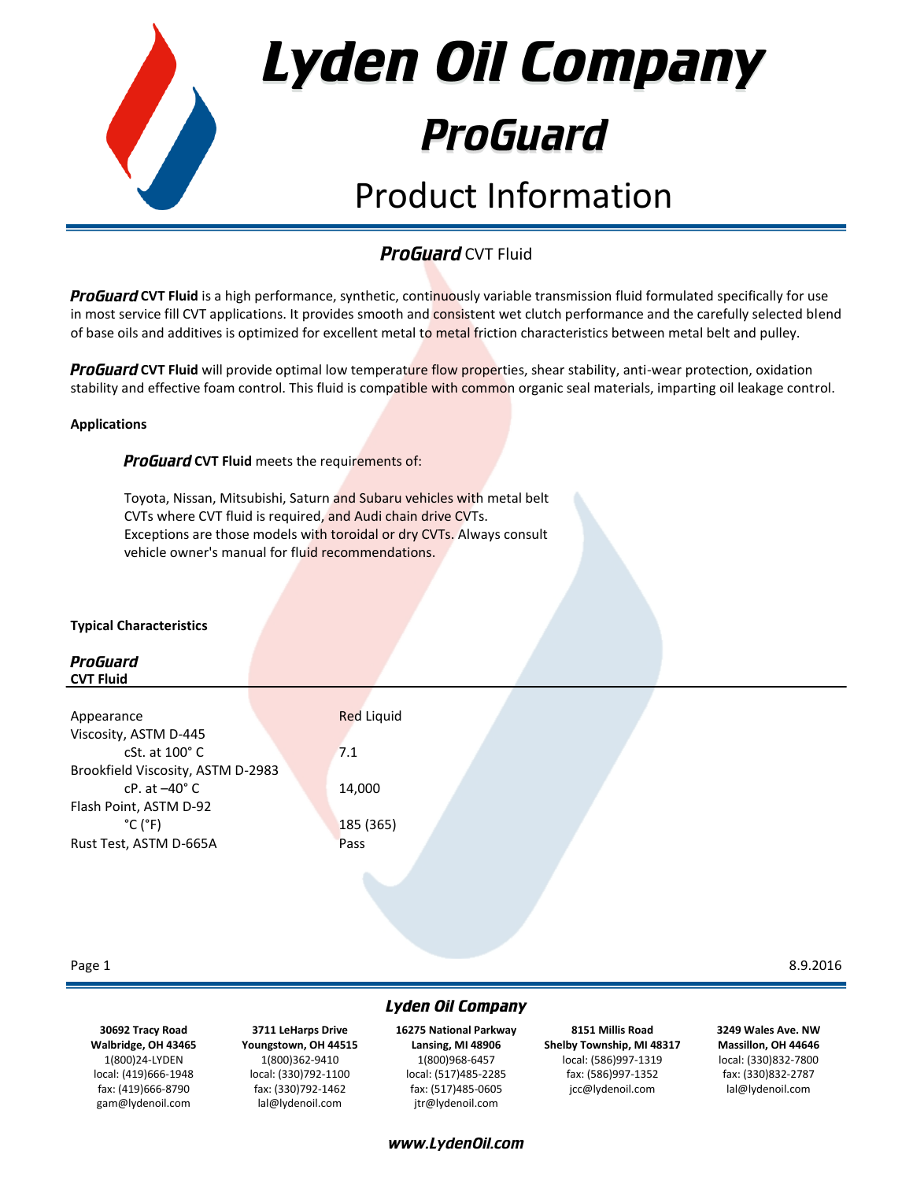# Lyden Oil Company

## ProGuard

## Product Information

### ProGuard CVT Fluid

***ProGuard* CVT Fluid** is a high performance, synthetic, continuously variable transmission fluid formulated specifically for use in most service fill CVT applications. It provides smooth and consistent wet clutch performance and the carefully selected blend of base oils and additives is optimized for excellent metal to metal friction characteristics between metal belt and pulley.

***ProGuard* CVT Fluid** will provide optimal low temperature flow properties, shear stability, anti-wear protection, oxidation stability and effective foam control. This fluid is compatible with common organic seal materials, imparting oil leakage control.

**Applications**

***ProGuard* CVT Fluid** meets the requirements of:

Toyota, Nissan, Mitsubishi, Saturn and Subaru vehicles with metal belt CVTs where CVT fluid is required, and Audi chain drive CVTs. Exceptions are those models with toroidal or dry CVTs. Always consult vehicle owner's manual for fluid recommendations.

**Typical Characteristics**

| ***ProGuard* CVT Fluid** | |
|---|---|
| Appearance | Red Liquid |
| Viscosity, ASTM D-445 | |
| cSt. at 100° C | 7.1 |
| Brookfield Viscosity, ASTM D-2983 | |
| cP. at –40° C | 14,000 |
| Flash Point, ASTM D-92 | |
| °C (°F) | 185 (365) |
| Rust Test, ASTM D-665A | Pass |

8.9.2016

**Lyden Oil Company**

**30692 Tracy Road**
**Walbridge, OH 43465**
1(800)24-LYDEN
local: (419)666-1948
fax: (419)666-8790
gam@lydenoil.com

**3711 LeHarps Drive**
**Youngstown, OH 44515**
1(800)362-9410
local: (330)792-1100
fax: (330)792-1462
lal@lydenoil.com

**16275 National Parkway**
**Lansing, MI 48906**
1(800)968-6457
local: (517)485-2285
fax: (517)485-0605
jtr@lydenoil.com

**8151 Millis Road**
**Shelby Township, MI 48317**
local: (586)997-1319
fax: (586)997-1352
jcc@lydenoil.com

**3249 Wales Ave. NW**
**Massillon, OH 44646**
local: (330)832-7800
fax: (330)832-2787
lal@lydenoil.com

***www.LydenOil.com***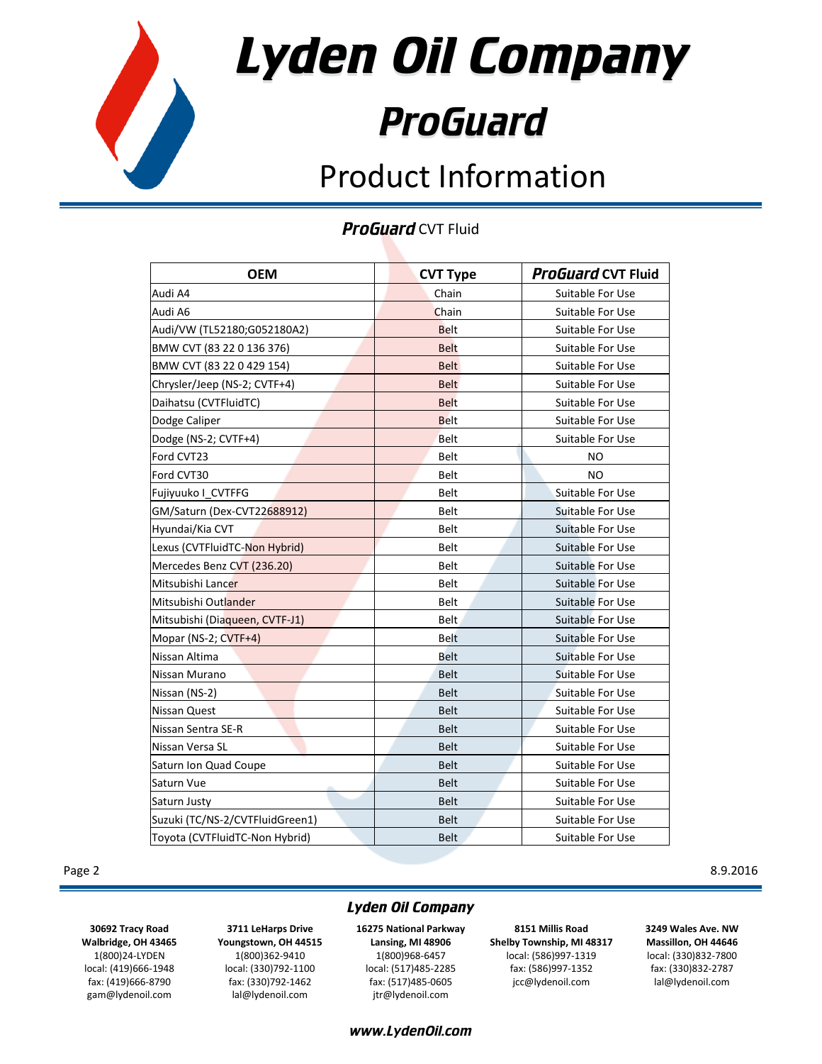# Lyden Oil Company

## ***ProGuard***

## Product Information

### ***ProGuard*** CVT Fluid

| OEM | CVT Type | ***ProGuard*** CVT Fluid |
|---|---|---|
| Audi A4 | Chain | Suitable For Use |
| Audi A6 | Chain | Suitable For Use |
| Audi/VW (TL52180;G052180A2) | Belt | Suitable For Use |
| BMW CVT (83 22 0 136 376) | Belt | Suitable For Use |
| BMW CVT (83 22 0 429 154) | Belt | Suitable For Use |
| Chrysler/Jeep (NS-2; CVTF+4) | Belt | Suitable For Use |
| Daihatsu (CVTFluidTC) | Belt | Suitable For Use |
| Dodge Caliper | Belt | Suitable For Use |
| Dodge (NS-2; CVTF+4) | Belt | Suitable For Use |
| Ford CVT23 | Belt | NO |
| Ford CVT30 | Belt | NO |
| Fujiyuuko I_CVTFFG | Belt | Suitable For Use |
| GM/Saturn (Dex-CVT22688912) | Belt | Suitable For Use |
| Hyundai/Kia CVT | Belt | Suitable For Use |
| Lexus (CVTFluidTC-Non Hybrid) | Belt | Suitable For Use |
| Mercedes Benz CVT (236.20) | Belt | Suitable For Use |
| Mitsubishi Lancer | Belt | Suitable For Use |
| Mitsubishi Outlander | Belt | Suitable For Use |
| Mitsubishi (Diaqueen, CVTF-J1) | Belt | Suitable For Use |
| Mopar (NS-2; CVTF+4) | Belt | Suitable For Use |
| Nissan Altima | Belt | Suitable For Use |
| Nissan Murano | Belt | Suitable For Use |
| Nissan (NS-2) | Belt | Suitable For Use |
| Nissan Quest | Belt | Suitable For Use |
| Nissan Sentra SE-R | Belt | Suitable For Use |
| Nissan Versa SL | Belt | Suitable For Use |
| Saturn Ion Quad Coupe | Belt | Suitable For Use |
| Saturn Vue | Belt | Suitable For Use |
| Saturn Justy | Belt | Suitable For Use |
| Suzuki (TC/NS-2/CVTFluidGreen1) | Belt | Suitable For Use |
| Toyota (CVTFluidTC-Non Hybrid) | Belt | Suitable For Use |

8.9.2016

***Lyden Oil Company***

**30692 Tracy Road**
**Walbridge, OH 43465**
1(800)24-LYDEN
local: (419)666-1948
fax: (419)666-8790
gam@lydenoil.com

**3711 LeHarps Drive**
**Youngstown, OH 44515**
1(800)362-9410
local: (330)792-1100
fax: (330)792-1462
lal@lydenoil.com

**16275 National Parkway**
**Lansing, MI 48906**
1(800)968-6457
local: (517)485-2285
fax: (517)485-0605
jtr@lydenoil.com

**8151 Millis Road**
**Shelby Township, MI 48317**
local: (586)997-1319
fax: (586)997-1352
jcc@lydenoil.com

**3249 Wales Ave. NW**
**Massillon, OH 44646**
local: (330)832-7800
fax: (330)832-2787
lal@lydenoil.com

***www.LydenOil.com***